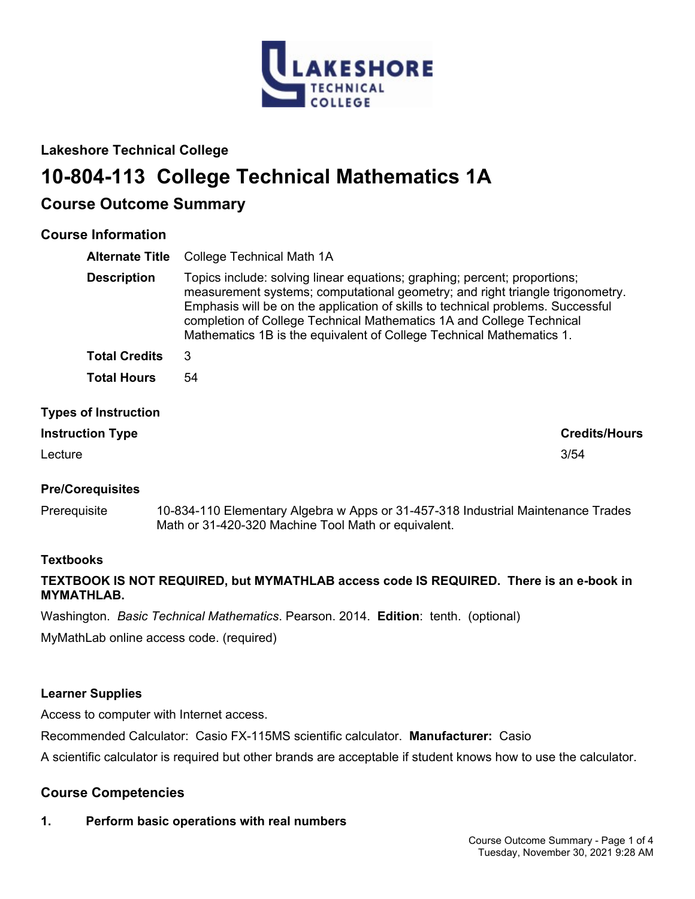Lakeshore Technical College

# 10-804-113 College Technical Mathematics 1A

## Course Outcome Summary

### Course Information

| | |
|---|---|
| **Alternate Title** | College Technical Math 1A |
| **Description** | Topics include: solving linear equations; graphing; percent; proportions; measurement systems; computational geometry; and right triangle trigonometry. Emphasis will be on the application of skills to technical problems. Successful completion of College Technical Mathematics 1A and College Technical Mathematics 1B is the equivalent of College Technical Mathematics 1. |
| **Total Credits** | 3 |
| **Total Hours** | 54 |

### Types of Instruction

| Instruction Type | Credits/Hours |
|---|---|
| Lecture | 3/54 |

### Pre/Corequisites

Prerequisite 10-834-110 Elementary Algebra w Apps or 31-457-318 Industrial Maintenance Trades Math or 31-420-320 Machine Tool Math or equivalent.

### Textbooks

**TEXTBOOK IS NOT REQUIRED, but MYMATHLAB access code IS REQUIRED. There is an e-book in MYMATHLAB.**

Washington. *Basic Technical Mathematics*. Pearson. 2014. **Edition**: tenth. (optional)

MyMathLab online access code. (required)

### Learner Supplies

Access to computer with Internet access.

Recommended Calculator: Casio FX-115MS scientific calculator. **Manufacturer:** Casio

A scientific calculator is required but other brands are acceptable if student knows how to use the calculator.

## Course Competencies

**1. Perform basic operations with real numbers**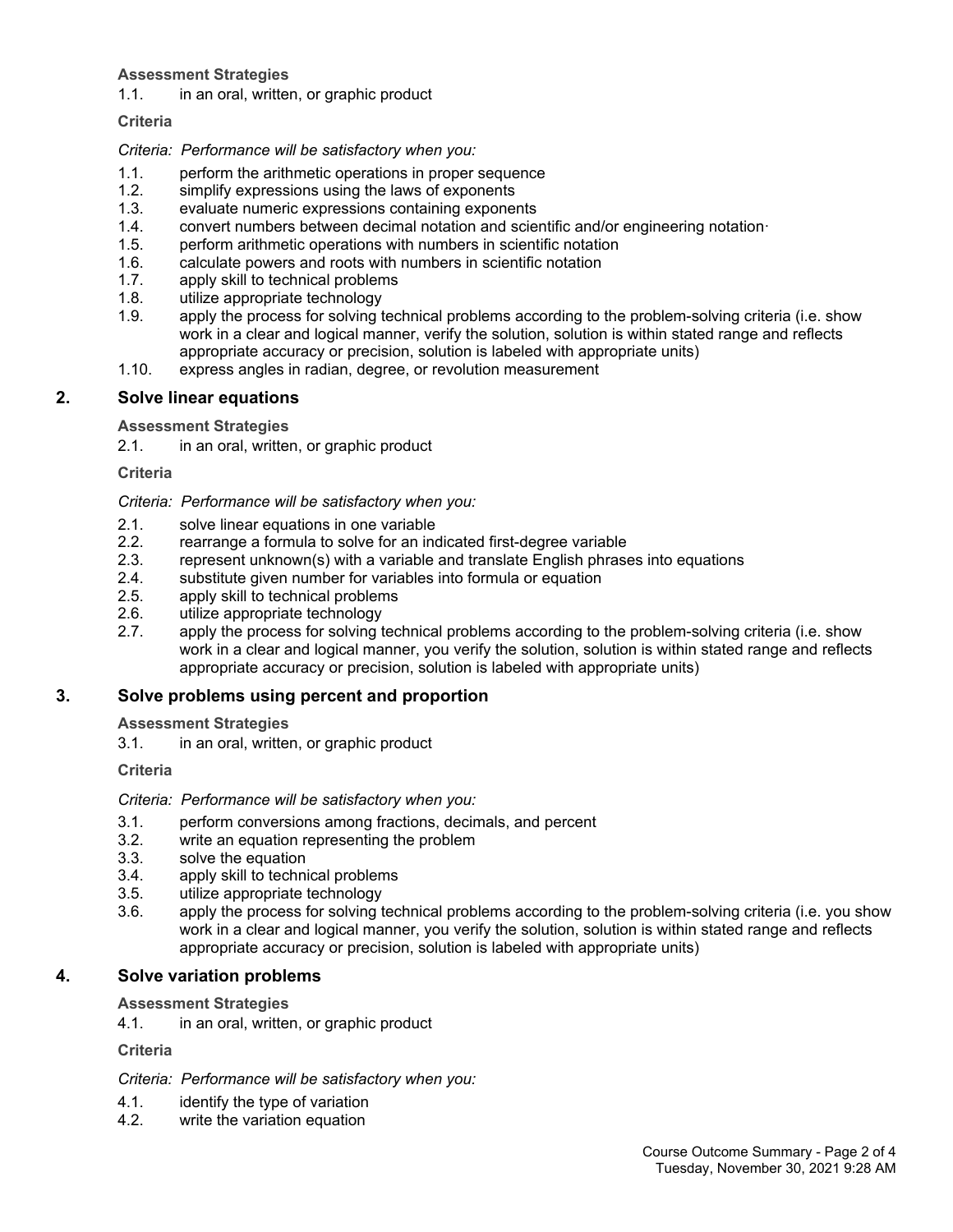**Assessment Strategies**

1.1. in an oral, written, or graphic product

**Criteria**

*Criteria: Performance will be satisfactory when you:*

1.1. perform the arithmetic operations in proper sequence
1.2. simplify expressions using the laws of exponents
1.3. evaluate numeric expressions containing exponents
1.4. convert numbers between decimal notation and scientific and/or engineering notation·
1.5. perform arithmetic operations with numbers in scientific notation
1.6. calculate powers and roots with numbers in scientific notation
1.7. apply skill to technical problems
1.8. utilize appropriate technology
1.9. apply the process for solving technical problems according to the problem-solving criteria (i.e. show work in a clear and logical manner, verify the solution, solution is within stated range and reflects appropriate accuracy or precision, solution is labeled with appropriate units)
1.10. express angles in radian, degree, or revolution measurement

## 2. Solve linear equations

**Assessment Strategies**

2.1. in an oral, written, or graphic product

**Criteria**

*Criteria: Performance will be satisfactory when you:*

2.1. solve linear equations in one variable
2.2. rearrange a formula to solve for an indicated first-degree variable
2.3. represent unknown(s) with a variable and translate English phrases into equations
2.4. substitute given number for variables into formula or equation
2.5. apply skill to technical problems
2.6. utilize appropriate technology
2.7. apply the process for solving technical problems according to the problem-solving criteria (i.e. show work in a clear and logical manner, you verify the solution, solution is within stated range and reflects appropriate accuracy or precision, solution is labeled with appropriate units)

## 3. Solve problems using percent and proportion

**Assessment Strategies**

3.1. in an oral, written, or graphic product

**Criteria**

*Criteria: Performance will be satisfactory when you:*

3.1. perform conversions among fractions, decimals, and percent
3.2. write an equation representing the problem
3.3. solve the equation
3.4. apply skill to technical problems
3.5. utilize appropriate technology
3.6. apply the process for solving technical problems according to the problem-solving criteria (i.e. you show work in a clear and logical manner, you verify the solution, solution is within stated range and reflects appropriate accuracy or precision, solution is labeled with appropriate units)

## 4. Solve variation problems

**Assessment Strategies**

4.1. in an oral, written, or graphic product

**Criteria**

*Criteria: Performance will be satisfactory when you:*

4.1. identify the type of variation
4.2. write the variation equation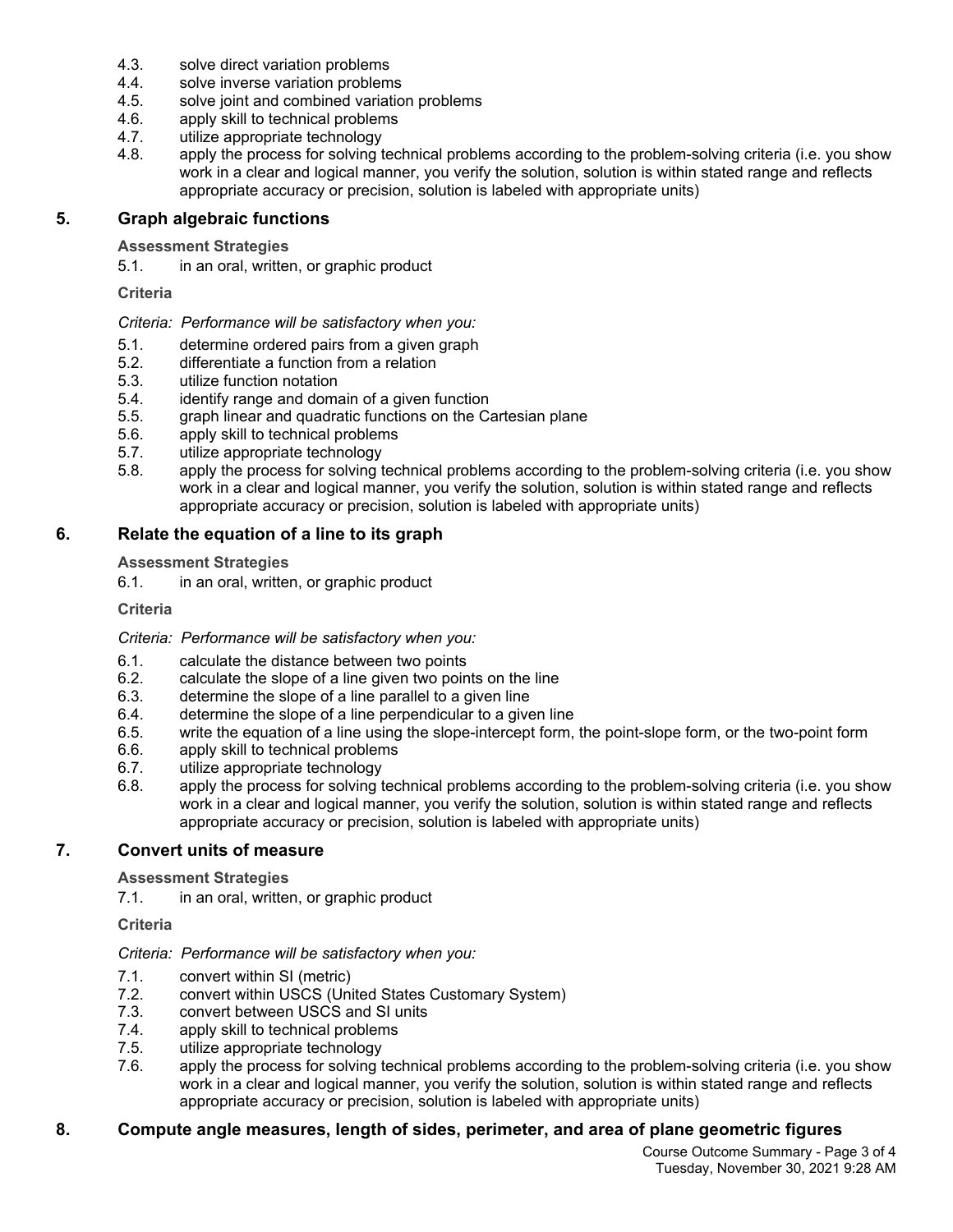4.3. solve direct variation problems
4.4. solve inverse variation problems
4.5. solve joint and combined variation problems
4.6. apply skill to technical problems
4.7. utilize appropriate technology
4.8. apply the process for solving technical problems according to the problem-solving criteria (i.e. you show work in a clear and logical manner, you verify the solution, solution is within stated range and reflects appropriate accuracy or precision, solution is labeled with appropriate units)

## 5. Graph algebraic functions

**Assessment Strategies**

5.1. in an oral, written, or graphic product

**Criteria**

*Criteria: Performance will be satisfactory when you:*

5.1. determine ordered pairs from a given graph
5.2. differentiate a function from a relation
5.3. utilize function notation
5.4. identify range and domain of a given function
5.5. graph linear and quadratic functions on the Cartesian plane
5.6. apply skill to technical problems
5.7. utilize appropriate technology
5.8. apply the process for solving technical problems according to the problem-solving criteria (i.e. you show work in a clear and logical manner, you verify the solution, solution is within stated range and reflects appropriate accuracy or precision, solution is labeled with appropriate units)

## 6. Relate the equation of a line to its graph

**Assessment Strategies**

6.1. in an oral, written, or graphic product

**Criteria**

*Criteria: Performance will be satisfactory when you:*

6.1. calculate the distance between two points
6.2. calculate the slope of a line given two points on the line
6.3. determine the slope of a line parallel to a given line
6.4. determine the slope of a line perpendicular to a given line
6.5. write the equation of a line using the slope-intercept form, the point-slope form, or the two-point form
6.6. apply skill to technical problems
6.7. utilize appropriate technology
6.8. apply the process for solving technical problems according to the problem-solving criteria (i.e. you show work in a clear and logical manner, you verify the solution, solution is within stated range and reflects appropriate accuracy or precision, solution is labeled with appropriate units)

## 7. Convert units of measure

**Assessment Strategies**

7.1. in an oral, written, or graphic product

**Criteria**

*Criteria: Performance will be satisfactory when you:*

7.1. convert within SI (metric)
7.2. convert within USCS (United States Customary System)
7.3. convert between USCS and SI units
7.4. apply skill to technical problems
7.5. utilize appropriate technology
7.6. apply the process for solving technical problems according to the problem-solving criteria (i.e. you show work in a clear and logical manner, you verify the solution, solution is within stated range and reflects appropriate accuracy or precision, solution is labeled with appropriate units)

## 8. Compute angle measures, length of sides, perimeter, and area of plane geometric figures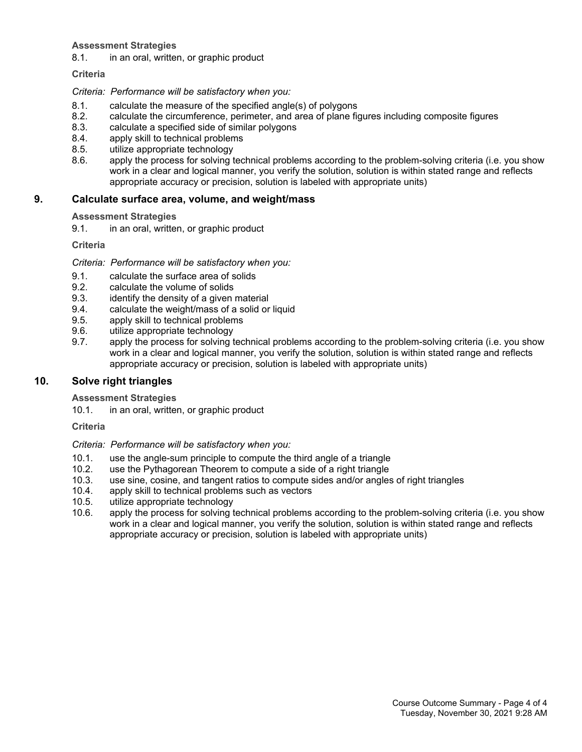**Assessment Strategies**

8.1. in an oral, written, or graphic product

**Criteria**

*Criteria: Performance will be satisfactory when you:*

8.1. calculate the measure of the specified angle(s) of polygons
8.2. calculate the circumference, perimeter, and area of plane figures including composite figures
8.3. calculate a specified side of similar polygons
8.4. apply skill to technical problems
8.5. utilize appropriate technology
8.6. apply the process for solving technical problems according to the problem-solving criteria (i.e. you show work in a clear and logical manner, you verify the solution, solution is within stated range and reflects appropriate accuracy or precision, solution is labeled with appropriate units)

## 9. Calculate surface area, volume, and weight/mass

**Assessment Strategies**

9.1. in an oral, written, or graphic product

**Criteria**

*Criteria: Performance will be satisfactory when you:*

9.1. calculate the surface area of solids
9.2. calculate the volume of solids
9.3. identify the density of a given material
9.4. calculate the weight/mass of a solid or liquid
9.5. apply skill to technical problems
9.6. utilize appropriate technology
9.7. apply the process for solving technical problems according to the problem-solving criteria (i.e. you show work in a clear and logical manner, you verify the solution, solution is within stated range and reflects appropriate accuracy or precision, solution is labeled with appropriate units)

## 10. Solve right triangles

**Assessment Strategies**

10.1. in an oral, written, or graphic product

**Criteria**

*Criteria: Performance will be satisfactory when you:*

10.1. use the angle-sum principle to compute the third angle of a triangle
10.2. use the Pythagorean Theorem to compute a side of a right triangle
10.3. use sine, cosine, and tangent ratios to compute sides and/or angles of right triangles
10.4. apply skill to technical problems such as vectors
10.5. utilize appropriate technology
10.6. apply the process for solving technical problems according to the problem-solving criteria (i.e. you show work in a clear and logical manner, you verify the solution, solution is within stated range and reflects appropriate accuracy or precision, solution is labeled with appropriate units)